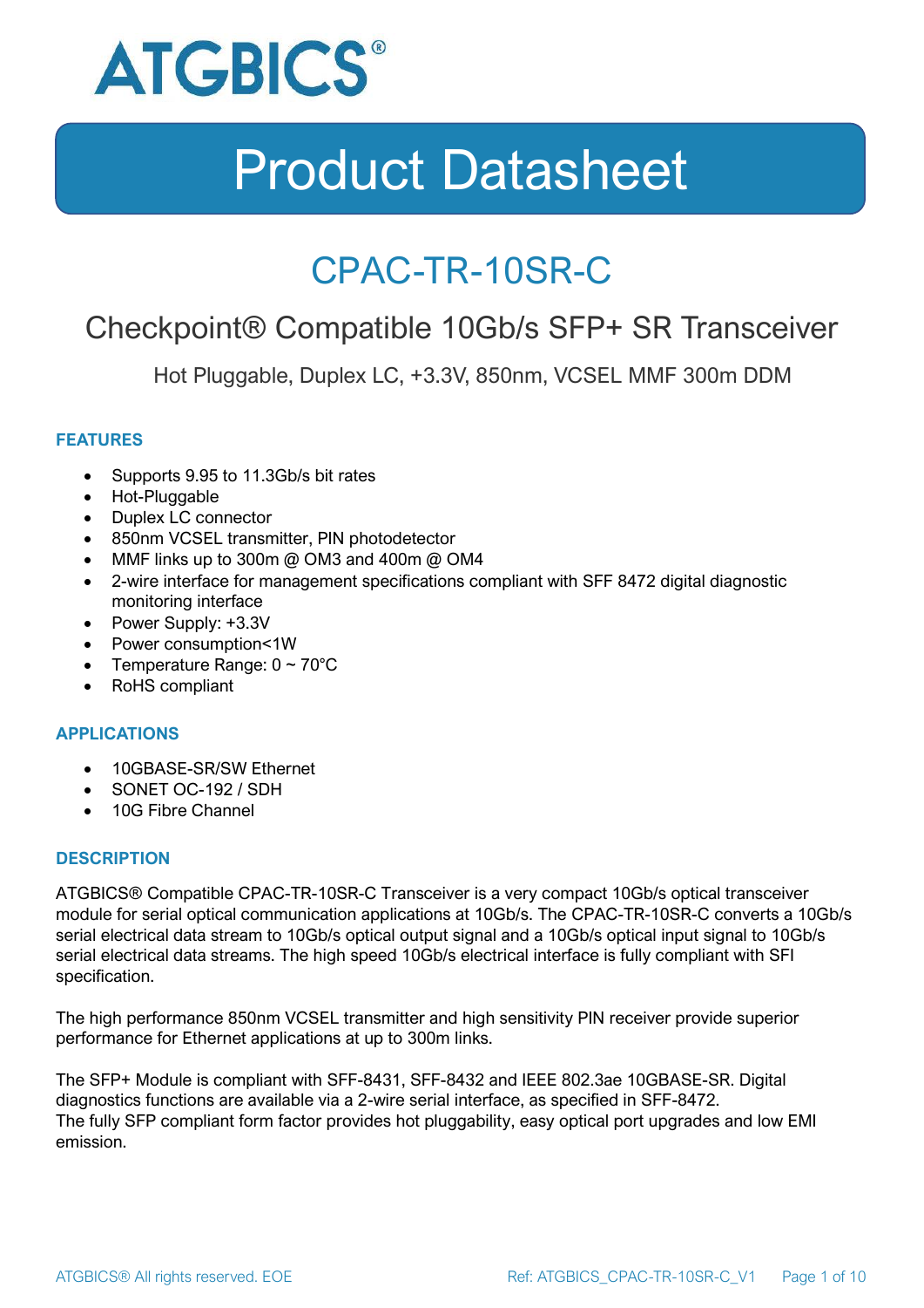ATGBICS®

# Product Datasheet

## CPAC-TR-10SR-C

### Checkpoint® Compatible 10Gb/s SFP+ SR Transceiver

Hot Pluggable, Duplex LC, +3.3V, 850nm, VCSEL MMF 300m DDM

### FEATURES

- Supports 9.95 to 11.3Gb/s bit rates
- Hot-Pluggable
- Duplex LC connector
- 850nm VCSEL transmitter, PIN photodetector
- MMF links up to 300m @ OM3 and 400m @ OM4
- 2-wire interface for management specifications compliant with SFF 8472 digital diagnostic monitoring interface
- Power Supply: +3.3V
- Power consumption<1W
- Temperature Range: 0 ~ 70°C
- RoHS compliant

### APPLICATIONS

- 10GBASE-SR/SW Ethernet
- SONET OC-192 / SDH
- 10G Fibre Channel

### DESCRIPTION

ATGBICS® Compatible CPAC-TR-10SR-C Transceiver is a very compact 10Gb/s optical transceiver module for serial optical communication applications at 10Gb/s. The CPAC-TR-10SR-C converts a 10Gb/s serial electrical data stream to 10Gb/s optical output signal and a 10Gb/s optical input signal to 10Gb/s serial electrical data streams. The high speed 10Gb/s electrical interface is fully compliant with SFI specification.

The high performance 850nm VCSEL transmitter and high sensitivity PIN receiver provide superior performance for Ethernet applications at up to 300m links.

The SFP+ Module is compliant with SFF-8431, SFF-8432 and IEEE 802.3ae 10GBASE-SR. Digital diagnostics functions are available via a 2-wire serial interface, as specified in SFF-8472.
The fully SFP compliant form factor provides hot pluggability, easy optical port upgrades and low EMI emission.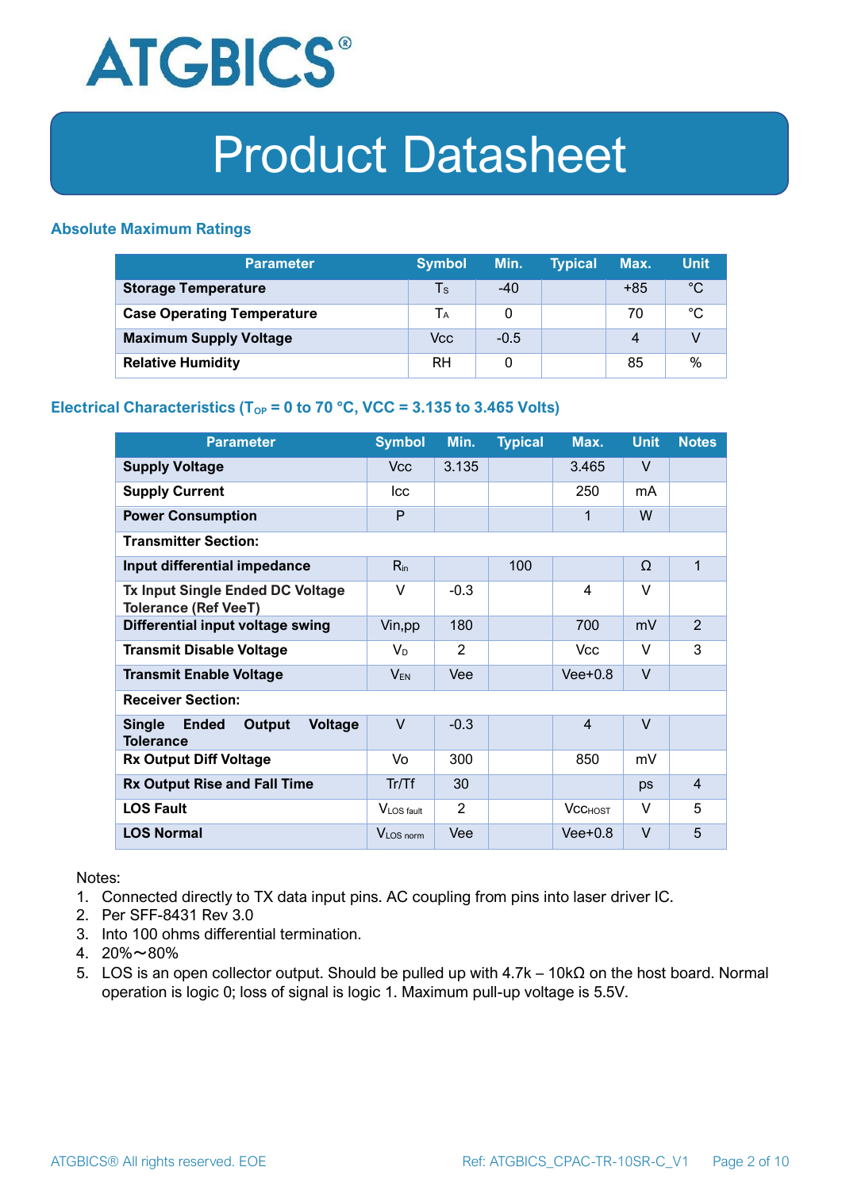## Absolute Maximum Ratings

| Parameter | Symbol | Min. | Typical | Max. | Unit |
|---|---|---|---|---|---|
| **Storage Temperature** | $T_S$ | -40 | | +85 | °C |
| **Case Operating Temperature** | $T_A$ | 0 | | 70 | °C |
| **Maximum Supply Voltage** | Vcc | -0.5 | | 4 | V |
| **Relative Humidity** | RH | 0 | | 85 | % |

## Electrical Characteristics ($T_{OP}$ = 0 to 70 °C, VCC = 3.135 to 3.465 Volts)

| Parameter | Symbol | Min. | Typical | Max. | Unit | Notes |
|---|---|---|---|---|---|---|
| **Supply Voltage** | Vcc | 3.135 | | 3.465 | V | |
| **Supply Current** | Icc | | | 250 | mA | |
| **Power Consumption** | P | | | 1 | W | |
| **Transmitter Section:** | | | | | | |
| **Input differential impedance** | $R_{in}$ | | 100 | | Ω | 1 |
| **Tx Input Single Ended DC Voltage Tolerance (Ref VeeT)** | V | -0.3 | | 4 | V | |
| **Differential input voltage swing** | Vin,pp | 180 | | 700 | mV | 2 |
| **Transmit Disable Voltage** | $V_D$ | 2 | | Vcc | V | 3 |
| **Transmit Enable Voltage** | $V_{EN}$ | Vee | | Vee+0.8 | V | |
| **Receiver Section:** | | | | | | |
| **Single Ended Output Voltage Tolerance** | V | -0.3 | | 4 | V | |
| **Rx Output Diff Voltage** | Vo | 300 | | 850 | mV | |
| **Rx Output Rise and Fall Time** | Tr/Tf | 30 | | | ps | 4 |
| **LOS Fault** | $V_{LOS\ fault}$ | 2 | | $Vcc_{HOST}$ | V | 5 |
| **LOS Normal** | $V_{LOS\ norm}$ | Vee | | Vee+0.8 | V | 5 |

Notes:

1. Connected directly to TX data input pins. AC coupling from pins into laser driver IC.
2. Per SFF-8431 Rev 3.0
3. Into 100 ohms differential termination.
4. 20%～80%
5. LOS is an open collector output. Should be pulled up with 4.7k – 10kΩ on the host board. Normal operation is logic 0; loss of signal is logic 1. Maximum pull-up voltage is 5.5V.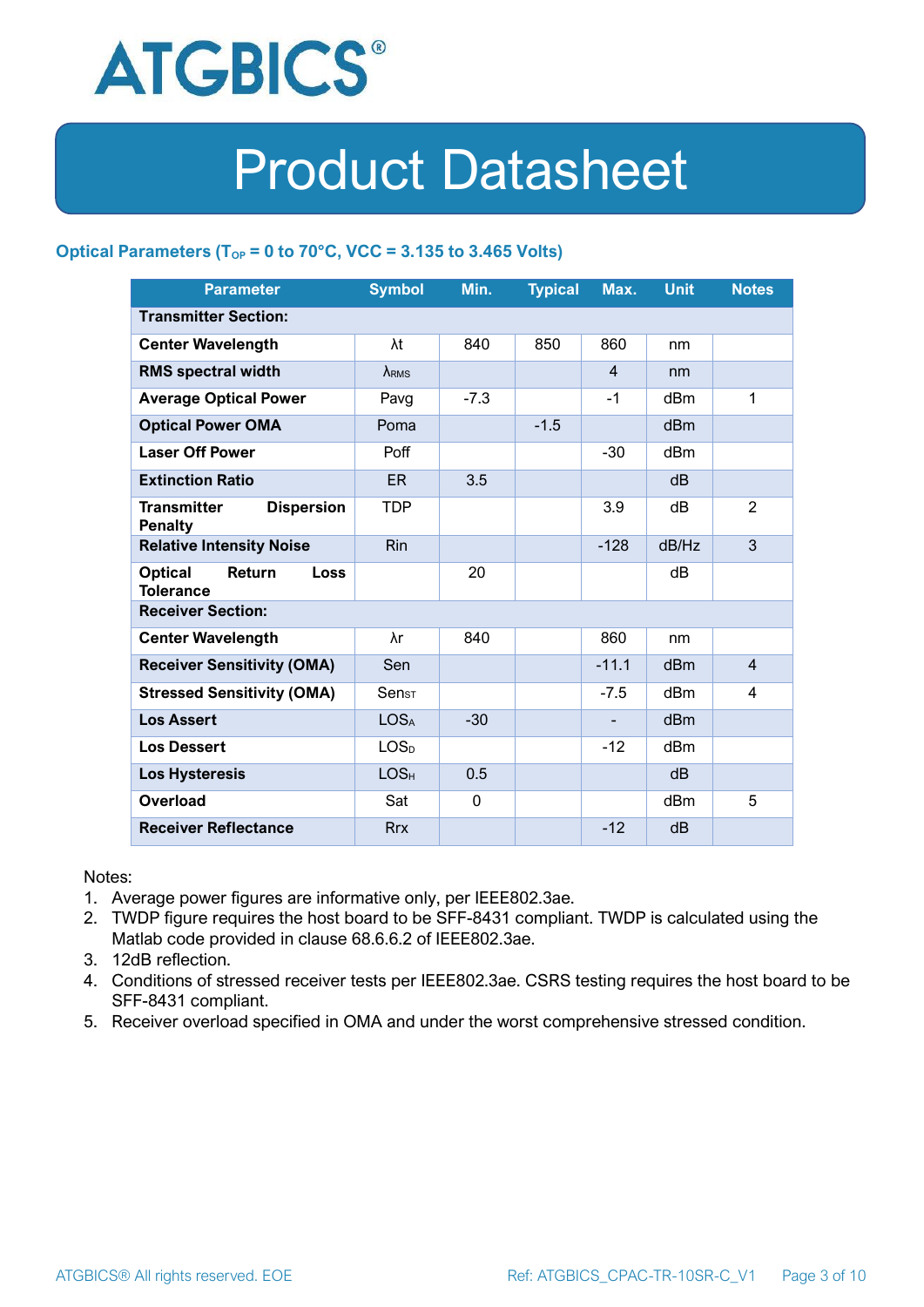## Optical Parameters ($T_{OP}$ = 0 to 70°C, VCC = 3.135 to 3.465 Volts)

| Parameter | Symbol | Min. | Typical | Max. | Unit | Notes |
|---|---|---|---|---|---|---|
| **Transmitter Section:** | | | | | | |
| **Center Wavelength** | λt | 840 | 850 | 860 | nm | |
| **RMS spectral width** | $\lambda_{RMS}$ | | | 4 | nm | |
| **Average Optical Power** | Pavg | -7.3 | | -1 | dBm | 1 |
| **Optical Power OMA** | Poma | | -1.5 | | dBm | |
| **Laser Off Power** | Poff | | | -30 | dBm | |
| **Extinction Ratio** | ER | 3.5 | | | dB | |
| **Transmitter Dispersion Penalty** | TDP | | | 3.9 | dB | 2 |
| **Relative Intensity Noise** | Rin | | | -128 | dB/Hz | 3 |
| **Optical Return Loss Tolerance** | | 20 | | | dB | |
| **Receiver Section:** | | | | | | |
| **Center Wavelength** | λr | 840 | | 860 | nm | |
| **Receiver Sensitivity (OMA)** | Sen | | | -11.1 | dBm | 4 |
| **Stressed Sensitivity (OMA)** | $Sen_{ST}$ | | | -7.5 | dBm | 4 |
| **Los Assert** | $LOS_A$ | -30 | | - | dBm | |
| **Los Dessert** | $LOS_D$ | | | -12 | dBm | |
| **Los Hysteresis** | $LOS_H$ | 0.5 | | | dB | |
| **Overload** | Sat | 0 | | | dBm | 5 |
| **Receiver Reflectance** | Rrx | | | -12 | dB | |

Notes:

1. Average power figures are informative only, per IEEE802.3ae.
2. TWDP figure requires the host board to be SFF-8431 compliant. TWDP is calculated using the Matlab code provided in clause 68.6.6.2 of IEEE802.3ae.
3. 12dB reflection.
4. Conditions of stressed receiver tests per IEEE802.3ae. CSRS testing requires the host board to be SFF-8431 compliant.
5. Receiver overload specified in OMA and under the worst comprehensive stressed condition.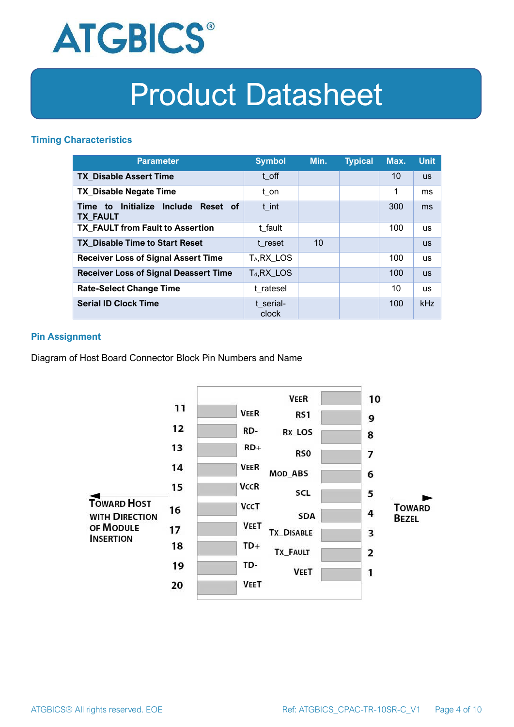### Timing Characteristics

| Parameter | Symbol | Min. | Typical | Max. | Unit |
|---|---|---|---|---|---|
| **TX_Disable Assert Time** | t_off | | | 10 | us |
| **TX_Disable Negate Time** | t_on | | | 1 | ms |
| **Time to Initialize Include Reset of TX_FAULT** | t_int | | | 300 | ms |
| **TX_FAULT from Fault to Assertion** | t_fault | | | 100 | us |
| **TX_Disable Time to Start Reset** | t_reset | 10 | | | us |
| **Receiver Loss of Signal Assert Time** | $T_A$,RX_LOS | | | 100 | us |
| **Receiver Loss of Signal Deassert Time** | $T_d$,RX_LOS | | | 100 | us |
| **Rate-Select Change Time** | t_ratesel | | | 10 | us |
| **Serial ID Clock Time** | t_serial-clock | | | 100 | kHz |

### Pin Assignment

Diagram of Host Board Connector Block Pin Numbers and Name

| Pin | Name | Pin | Name |
|---|---|---|---|
| 11 | VEER | 10 | VEER |
| 12 | RD- | 9 | RS1 |
| 13 | RD+ | 8 | RX_LOS |
| 14 | VEER | 7 | RS0 |
| 15 | VCCR | 6 | MOD_ABS |
| 16 | VCCT | 5 | SCL |
| 17 | VEET | 4 | SDA |
| 18 | TD+ | 3 | TX_DISABLE |
| 19 | TD- | 2 | TX_FAULT |
| 20 | VEET | 1 | VEET |

← TOWARD HOST WITH DIRECTION OF MODULE INSERTION

TOWARD BEZEL →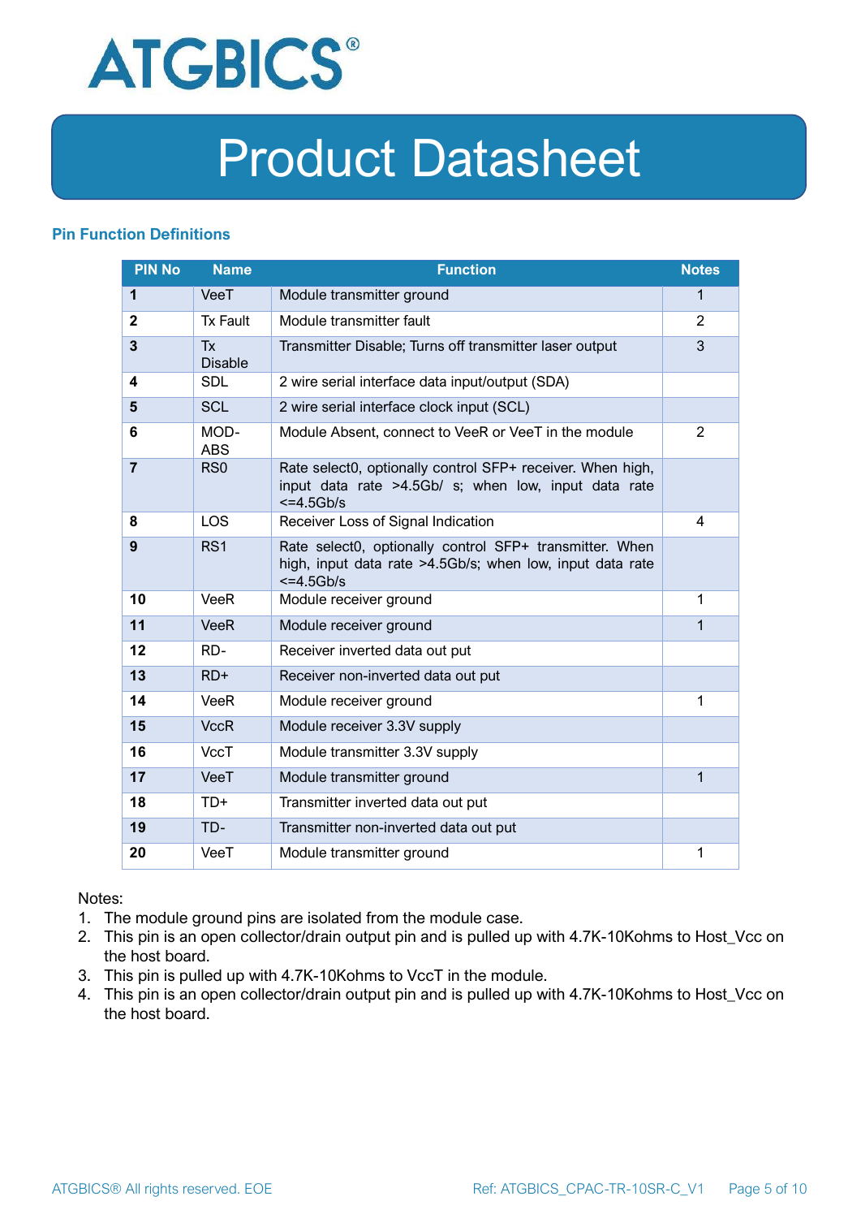## Pin Function Definitions

| PIN No | Name | Function | Notes |
|---|---|---|---|
| **1** | VeeT | Module transmitter ground | 1 |
| **2** | Tx Fault | Module transmitter fault | 2 |
| **3** | Tx Disable | Transmitter Disable; Turns off transmitter laser output | 3 |
| **4** | SDL | 2 wire serial interface data input/output (SDA) | |
| **5** | SCL | 2 wire serial interface clock input (SCL) | |
| **6** | MOD-ABS | Module Absent, connect to VeeR or VeeT in the module | 2 |
| **7** | RS0 | Rate select0, optionally control SFP+ receiver. When high, input data rate >4.5Gb/ s; when low, input data rate <=4.5Gb/s | |
| **8** | LOS | Receiver Loss of Signal Indication | 4 |
| **9** | RS1 | Rate select0, optionally control SFP+ transmitter. When high, input data rate >4.5Gb/s; when low, input data rate <=4.5Gb/s | |
| **10** | VeeR | Module receiver ground | 1 |
| **11** | VeeR | Module receiver ground | 1 |
| **12** | RD- | Receiver inverted data out put | |
| **13** | RD+ | Receiver non-inverted data out put | |
| **14** | VeeR | Module receiver ground | 1 |
| **15** | VccR | Module receiver 3.3V supply | |
| **16** | VccT | Module transmitter 3.3V supply | |
| **17** | VeeT | Module transmitter ground | 1 |
| **18** | TD+ | Transmitter inverted data out put | |
| **19** | TD- | Transmitter non-inverted data out put | |
| **20** | VeeT | Module transmitter ground | 1 |

Notes:

1. The module ground pins are isolated from the module case.
2. This pin is an open collector/drain output pin and is pulled up with 4.7K-10Kohms to Host_Vcc on the host board.
3. This pin is pulled up with 4.7K-10Kohms to VccT in the module.
4. This pin is an open collector/drain output pin and is pulled up with 4.7K-10Kohms to Host_Vcc on the host board.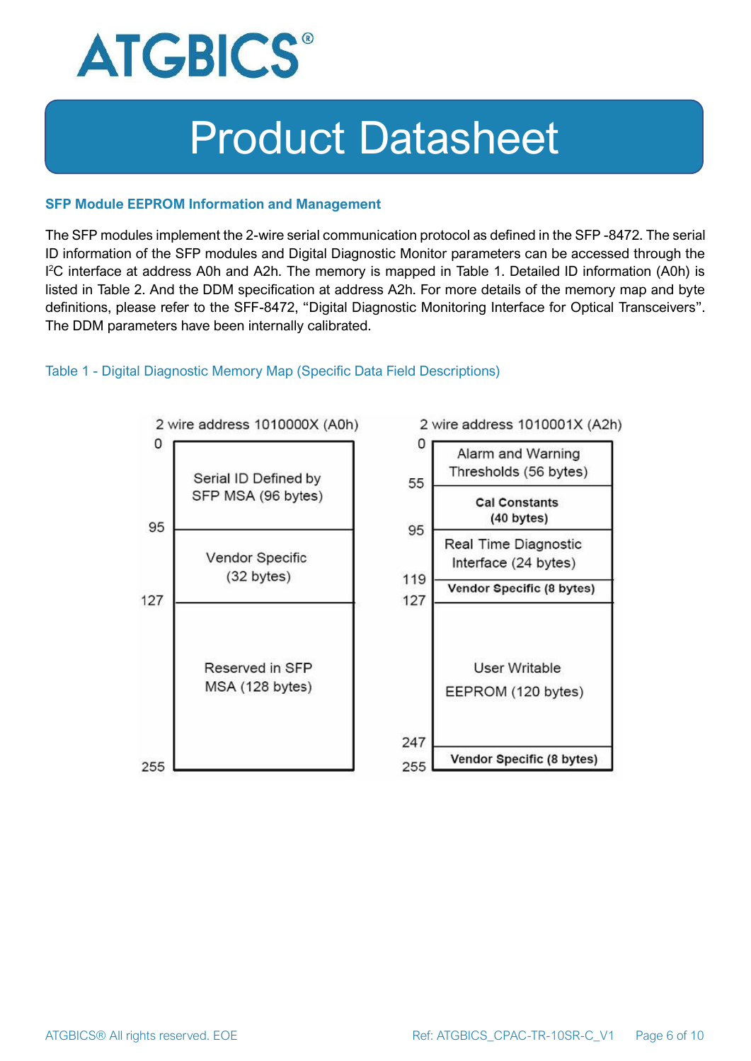## SFP Module EEPROM Information and Management

The SFP modules implement the 2-wire serial communication protocol as defined in the SFP -8472. The serial ID information of the SFP modules and Digital Diagnostic Monitor parameters can be accessed through the I²C interface at address A0h and A2h. The memory is mapped in Table 1. Detailed ID information (A0h) is listed in Table 2. And the DDM specification at address A2h. For more details of the memory map and byte definitions, please refer to the SFF-8472, "Digital Diagnostic Monitoring Interface for Optical Transceivers". The DDM parameters have been internally calibrated.

Table 1 - Digital Diagnostic Memory Map (Specific Data Field Descriptions)

2 wire address 1010000X (A0h)

0
Serial ID Defined by SFP MSA (96 bytes)
95
Vendor Specific (32 bytes)
127
Reserved in SFP MSA (128 bytes)
255

2 wire address 1010001X (A2h)

0
Alarm and Warning Thresholds (56 bytes)
55
Cal Constants (40 bytes)
95
Real Time Diagnostic Interface (24 bytes)
119
Vendor Specific (8 bytes)
127
User Writable EEPROM (120 bytes)
247
Vendor Specific (8 bytes)
255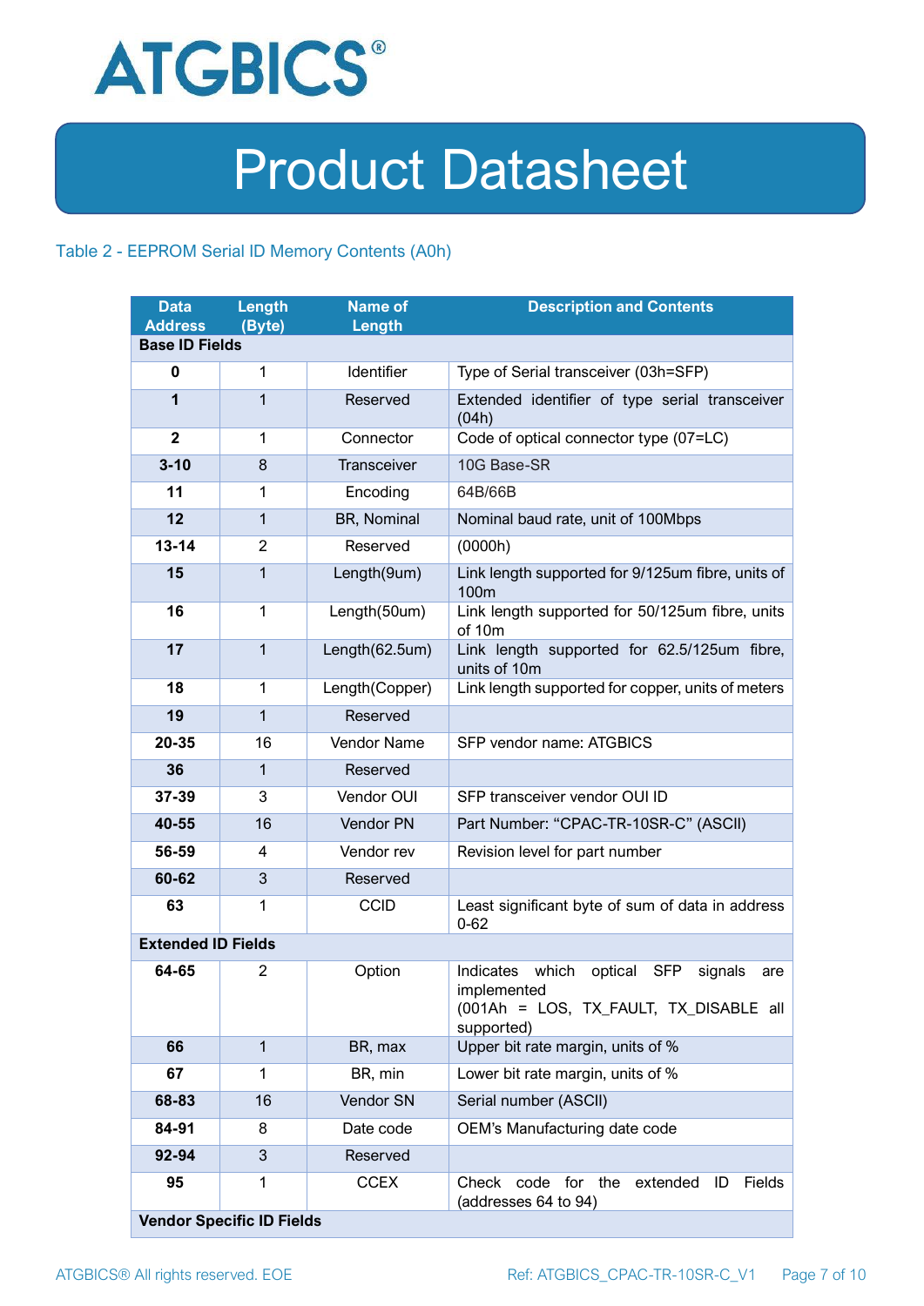# Product Datasheet

Table 2 - EEPROM Serial ID Memory Contents (A0h)

| Data Address | Length (Byte) | Name of Length | Description and Contents |
|---|---|---|---|
| **Base ID Fields** | | | |
| **0** | 1 | Identifier | Type of Serial transceiver (03h=SFP) |
| **1** | 1 | Reserved | Extended identifier of type serial transceiver (04h) |
| **2** | 1 | Connector | Code of optical connector type (07=LC) |
| **3-10** | 8 | Transceiver | 10G Base-SR |
| **11** | 1 | Encoding | 64B/66B |
| **12** | 1 | BR, Nominal | Nominal baud rate, unit of 100Mbps |
| **13-14** | 2 | Reserved | (0000h) |
| **15** | 1 | Length(9um) | Link length supported for 9/125um fibre, units of 100m |
| **16** | 1 | Length(50um) | Link length supported for 50/125um fibre, units of 10m |
| **17** | 1 | Length(62.5um) | Link length supported for 62.5/125um fibre, units of 10m |
| **18** | 1 | Length(Copper) | Link length supported for copper, units of meters |
| **19** | 1 | Reserved | |
| **20-35** | 16 | Vendor Name | SFP vendor name: ATGBICS |
| **36** | 1 | Reserved | |
| **37-39** | 3 | Vendor OUI | SFP transceiver vendor OUI ID |
| **40-55** | 16 | Vendor PN | Part Number: "CPAC-TR-10SR-C" (ASCII) |
| **56-59** | 4 | Vendor rev | Revision level for part number |
| **60-62** | 3 | Reserved | |
| **63** | 1 | CCID | Least significant byte of sum of data in address 0-62 |
| **Extended ID Fields** | | | |
| **64-65** | 2 | Option | Indicates which optical SFP signals are implemented (001Ah = LOS, TX_FAULT, TX_DISABLE all supported) |
| **66** | 1 | BR, max | Upper bit rate margin, units of % |
| **67** | 1 | BR, min | Lower bit rate margin, units of % |
| **68-83** | 16 | Vendor SN | Serial number (ASCII) |
| **84-91** | 8 | Date code | OEM's Manufacturing date code |
| **92-94** | 3 | Reserved | |
| **95** | 1 | CCEX | Check code for the extended ID Fields (addresses 64 to 94) |
| **Vendor Specific ID Fields** | | | |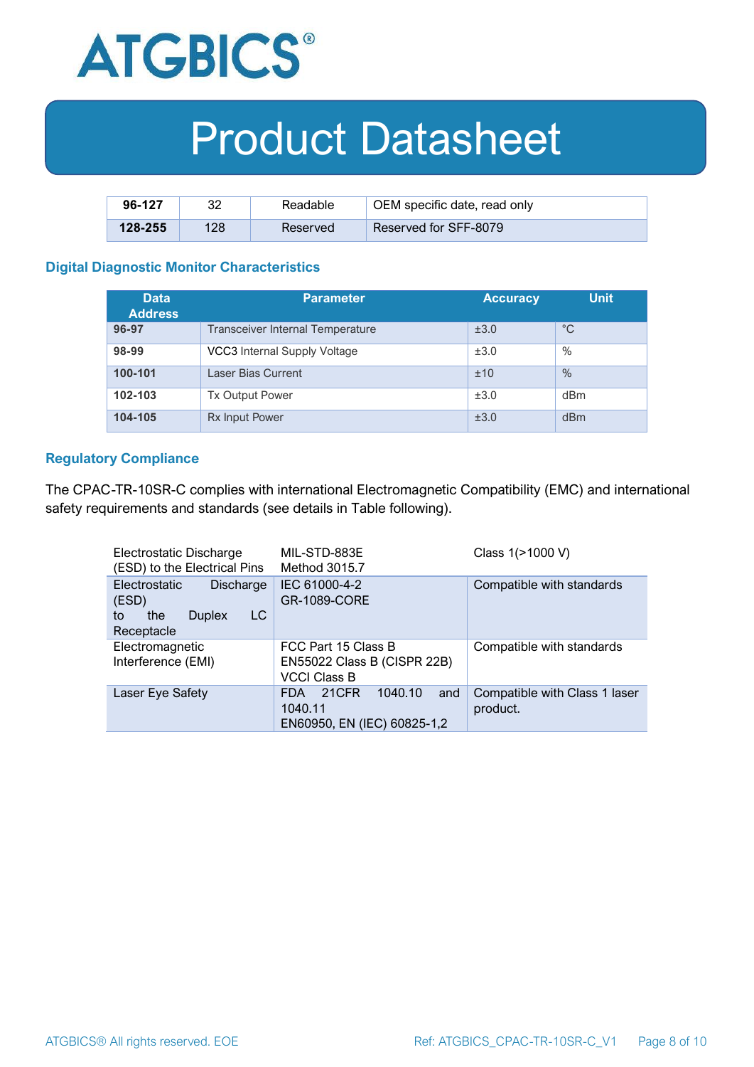| | | | |
|---|---|---|---|
| **96-127** | 32 | Readable | OEM specific date, read only |
| **128-255** | 128 | Reserved | Reserved for SFF-8079 |

### Digital Diagnostic Monitor Characteristics

| Data Address | Parameter | Accuracy | Unit |
|---|---|---|---|
| **96-97** | Transceiver Internal Temperature | ±3.0 | °C |
| **98-99** | VCC3 Internal Supply Voltage | ±3.0 | % |
| **100-101** | Laser Bias Current | ±10 | % |
| **102-103** | Tx Output Power | ±3.0 | dBm |
| **104-105** | Rx Input Power | ±3.0 | dBm |

### Regulatory Compliance

The CPAC-TR-10SR-C complies with international Electromagnetic Compatibility (EMC) and international safety requirements and standards (see details in Table following).

| | | |
|---|---|---|
| Electrostatic Discharge (ESD) to the Electrical Pins | MIL-STD-883E Method 3015.7 | Class 1(>1000 V) |
| Electrostatic Discharge (ESD) to the Duplex LC Receptacle | IEC 61000-4-2 GR-1089-CORE | Compatible with standards |
| Electromagnetic Interference (EMI) | FCC Part 15 Class B EN55022 Class B (CISPR 22B) VCCI Class B | Compatible with standards |
| Laser Eye Safety | FDA 21CFR 1040.10 and 1040.11 EN60950, EN (IEC) 60825-1,2 | Compatible with Class 1 laser product. |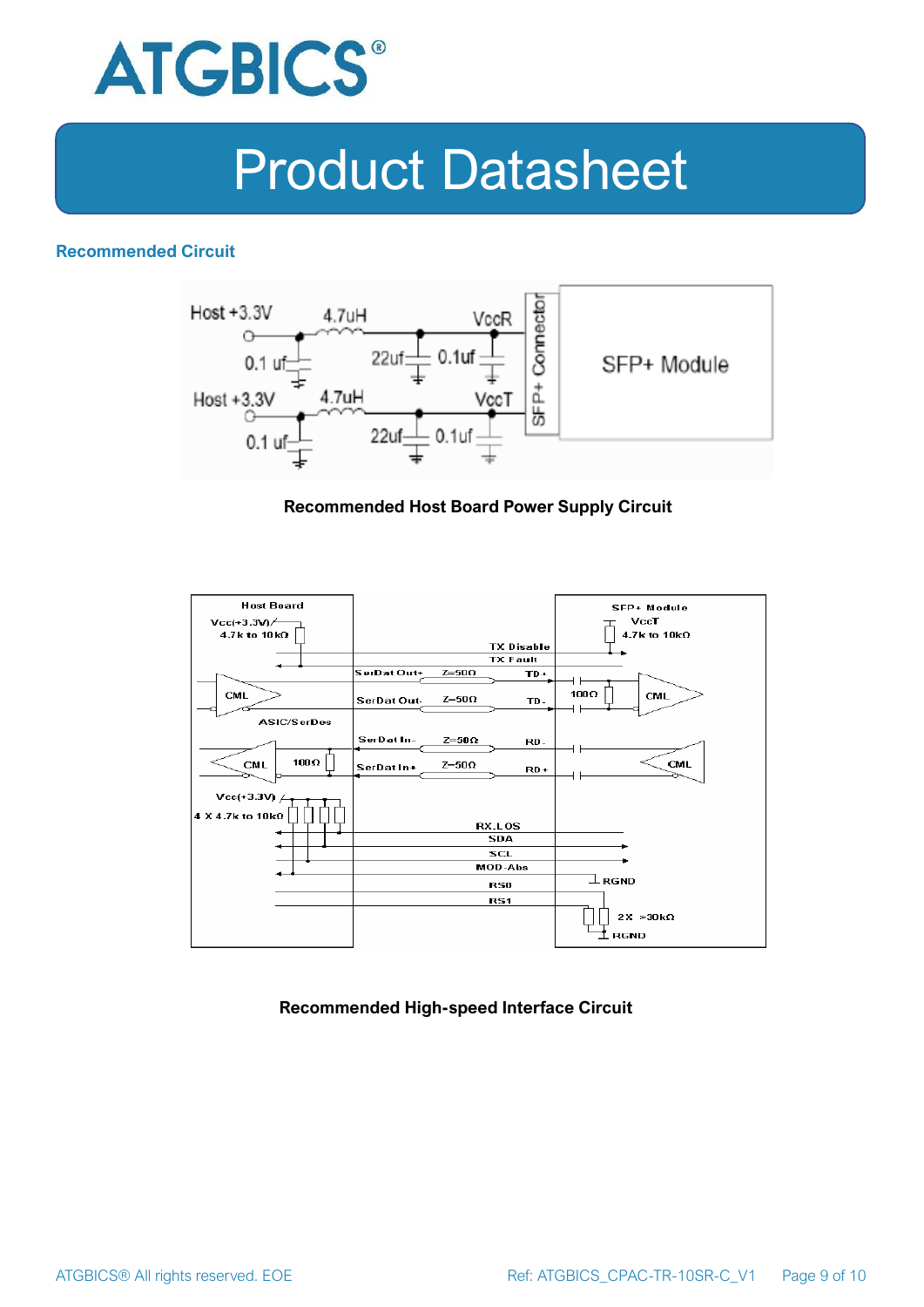## Recommended Circuit

Host +3.3V
4.7uH
VccR
0.1 uf
22uf
0.1uf
Host +3.3V
4.7uH
VccT
0.1 uf
22uf
0.1uf
SFP+ Connector
SFP+ Module

**Recommended Host Board Power Supply Circuit**

Host Board
Vcc(+3.3V)
4.7k to 10kΩ
SFP+ Module
VccT
4.7k to 10kΩ
TX Disable
TX Fault
SerDat Out+
Z=50Ω
TD+
CML
SerDat Out-
Z=50Ω
TD-
100Ω
CML
ASIC/SerDes
SerDat In-
Z=50Ω
RD-
CML
100Ω
SerDat In+
Z=50Ω
RD+
CML
Vcc(+3.3V)
4 X 4.7k to 10kΩ
RX_LOS
SDA
SCL
MOD-Abs
RGND
RS0
RS1
2X >30kΩ
RGND

**Recommended High-speed Interface Circuit**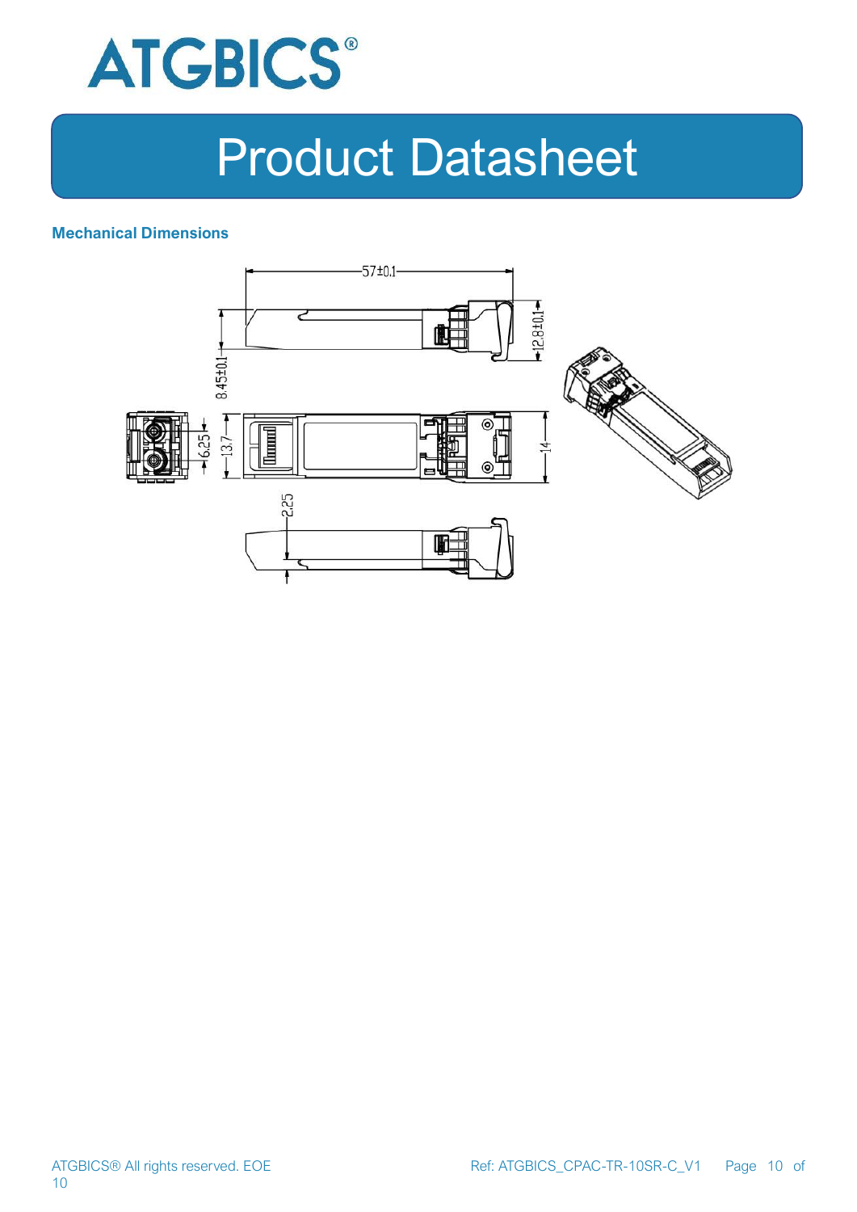**Mechanical Dimensions**

57±0.1

12.8±0.1

8.45±0.1

6.25

13.7

14

2.25